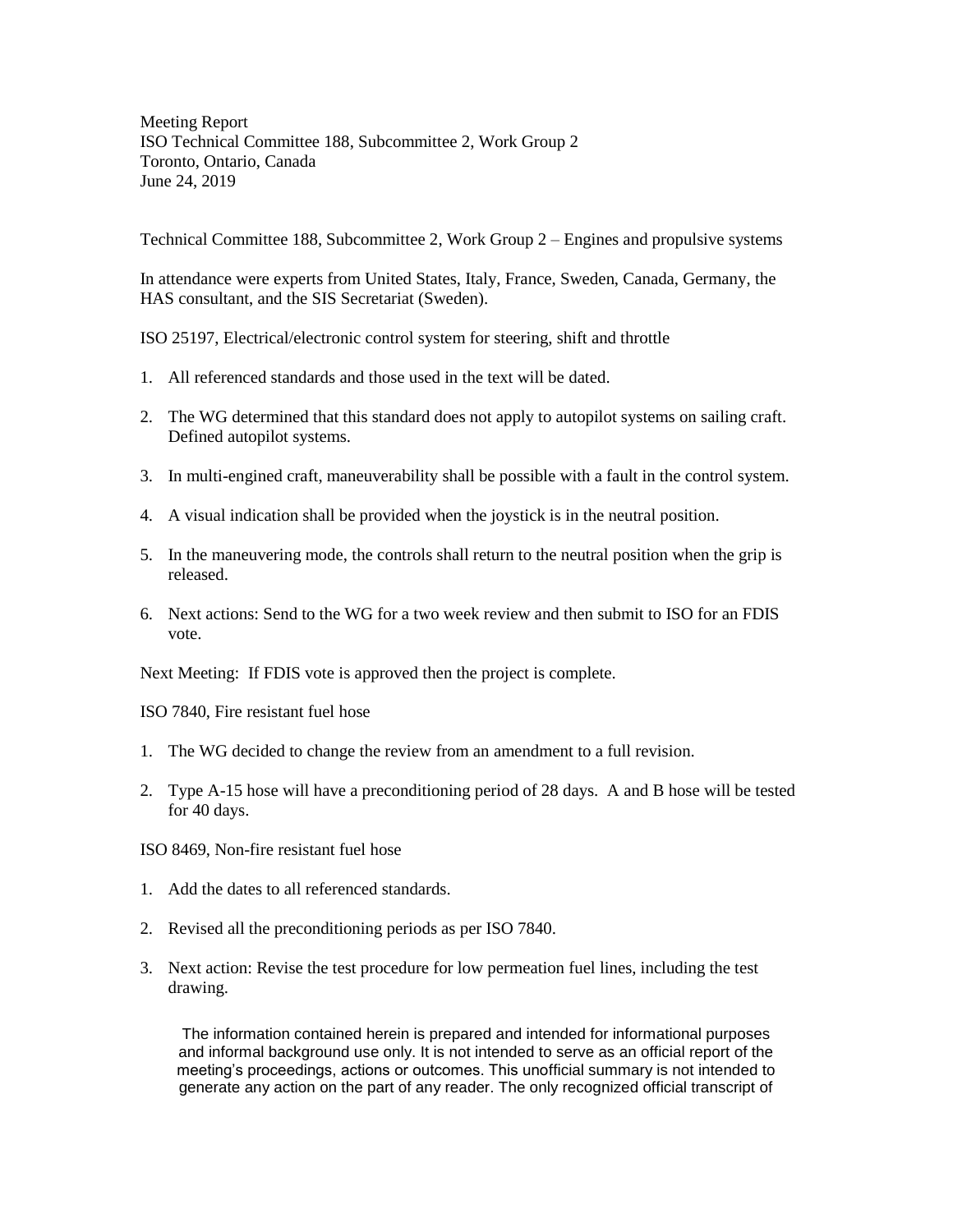Meeting Report
ISO Technical Committee 188, Subcommittee 2, Work Group 2
Toronto, Ontario, Canada
June 24, 2019

Technical Committee 188, Subcommittee 2, Work Group 2 – Engines and propulsive systems

In attendance were experts from United States, Italy, France, Sweden, Canada, Germany, the HAS consultant, and the SIS Secretariat (Sweden).

ISO 25197, Electrical/electronic control system for steering, shift and throttle

1. All referenced standards and those used in the text will be dated.
2. The WG determined that this standard does not apply to autopilot systems on sailing craft. Defined autopilot systems.
3. In multi-engined craft, maneuverability shall be possible with a fault in the control system.
4. A visual indication shall be provided when the joystick is in the neutral position.
5. In the maneuvering mode, the controls shall return to the neutral position when the grip is released.
6. Next actions: Send to the WG for a two week review and then submit to ISO for an FDIS vote.

Next Meeting: If FDIS vote is approved then the project is complete.

ISO 7840, Fire resistant fuel hose

1. The WG decided to change the review from an amendment to a full revision.
2. Type A-15 hose will have a preconditioning period of 28 days. A and B hose will be tested for 40 days.

ISO 8469, Non-fire resistant fuel hose

1. Add the dates to all referenced standards.
2. Revised all the preconditioning periods as per ISO 7840.
3. Next action: Revise the test procedure for low permeation fuel lines, including the test drawing.

The information contained herein is prepared and intended for informational purposes and informal background use only. It is not intended to serve as an official report of the meeting's proceedings, actions or outcomes. This unofficial summary is not intended to generate any action on the part of any reader. The only recognized official transcript of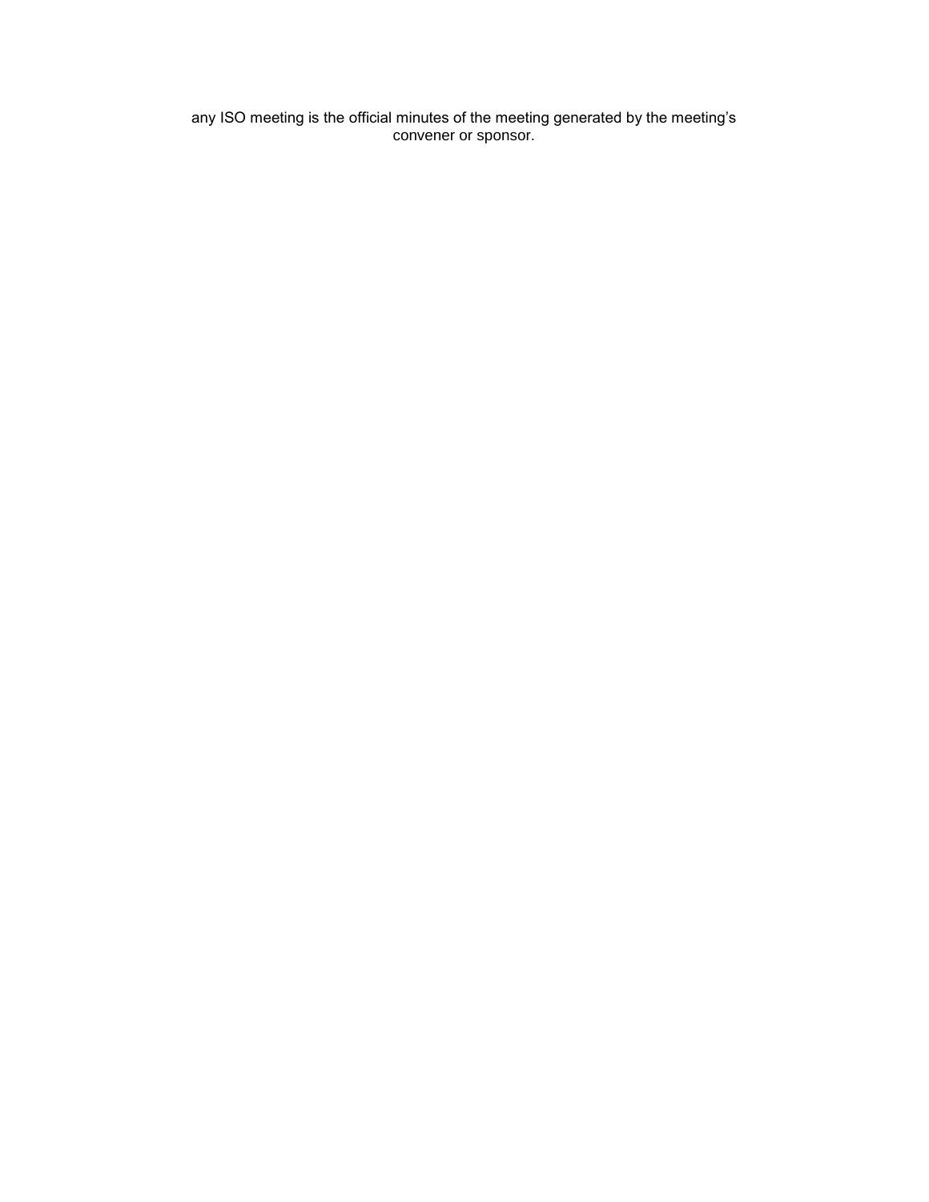any ISO meeting is the official minutes of the meeting generated by the meeting's convener or sponsor.